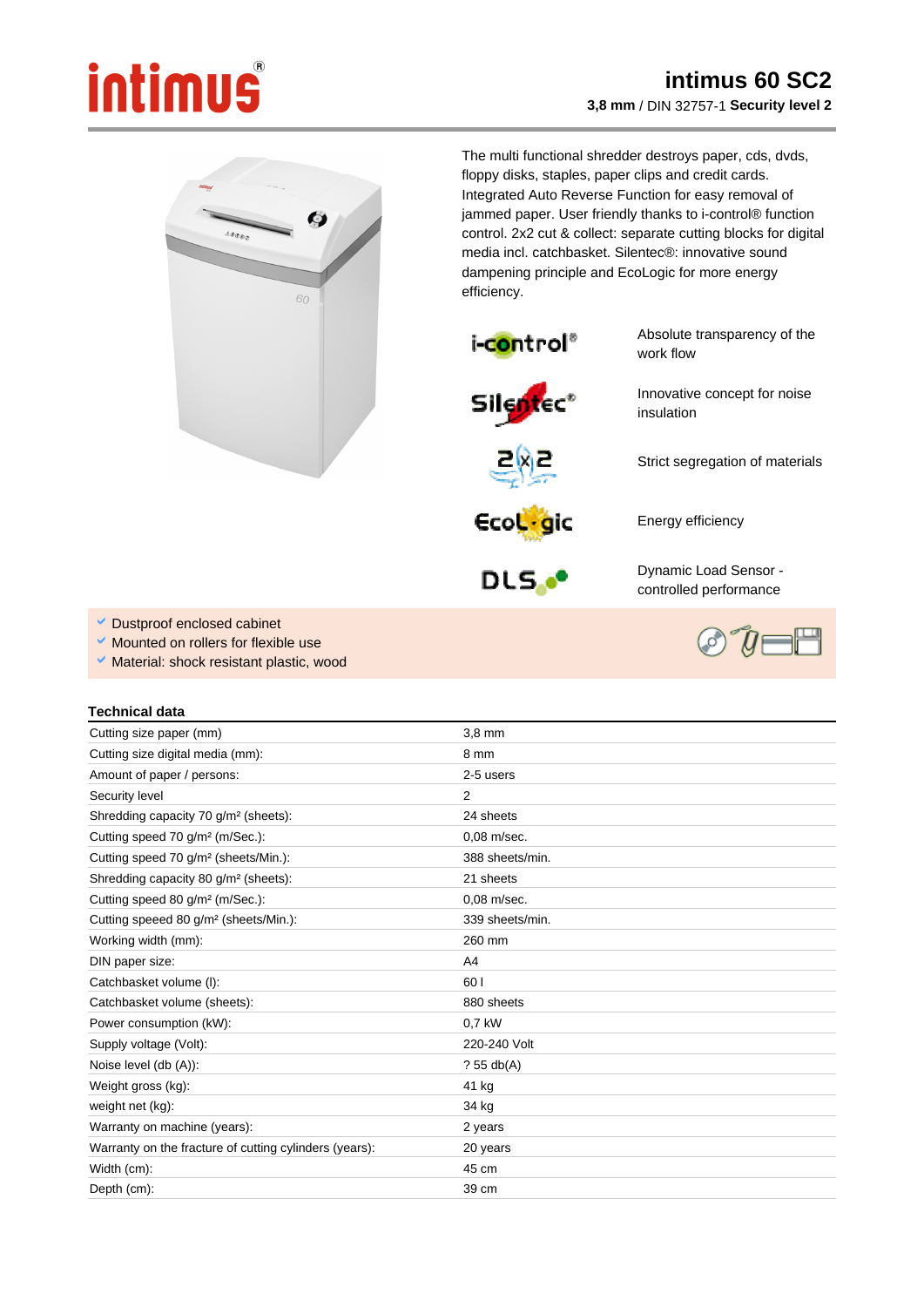# intimus 60 SC2

**3,8 mm** / DIN 32757-1 **Security level 2**

The multi functional shredder destroys paper, cds, dvds, floppy disks, staples, paper clips and credit cards. Integrated Auto Reverse Function for easy removal of jammed paper. User friendly thanks to i-control® function control. 2x2 cut & collect: separate cutting blocks for digital media incl. catchbasket. Silentec®: innovative sound dampening principle and EcoLogic for more energy efficiency.

| | |
|---|---|
| i-control® | Absolute transparency of the work flow |
| Silentec® | Innovative concept for noise insulation |
| 2x2 | Strict segregation of materials |
| EcoLogic | Energy efficiency |
| DLS | Dynamic Load Sensor - controlled performance |

- Dustproof enclosed cabinet
- Mounted on rollers for flexible use
- Material: shock resistant plastic, wood

## Technical data

| | |
|---|---|
| Cutting size paper (mm) | 3,8 mm |
| Cutting size digital media (mm): | 8 mm |
| Amount of paper / persons: | 2-5 users |
| Security level | 2 |
| Shredding capacity 70 g/m² (sheets): | 24 sheets |
| Cutting speed 70 g/m² (m/Sec.): | 0,08 m/sec. |
| Cutting speed 70 g/m² (sheets/Min.): | 388 sheets/min. |
| Shredding capacity 80 g/m² (sheets): | 21 sheets |
| Cutting speed 80 g/m² (m/Sec.): | 0,08 m/sec. |
| Cutting speeed 80 g/m² (sheets/Min.): | 339 sheets/min. |
| Working width (mm): | 260 mm |
| DIN paper size: | A4 |
| Catchbasket volume (l): | 60 l |
| Catchbasket volume (sheets): | 880 sheets |
| Power consumption (kW): | 0,7 kW |
| Supply voltage (Volt): | 220-240 Volt |
| Noise level (db (A)): | ? 55 db(A) |
| Weight gross (kg): | 41 kg |
| weight net (kg): | 34 kg |
| Warranty on machine (years): | 2 years |
| Warranty on the fracture of cutting cylinders (years): | 20 years |
| Width (cm): | 45 cm |
| Depth (cm): | 39 cm |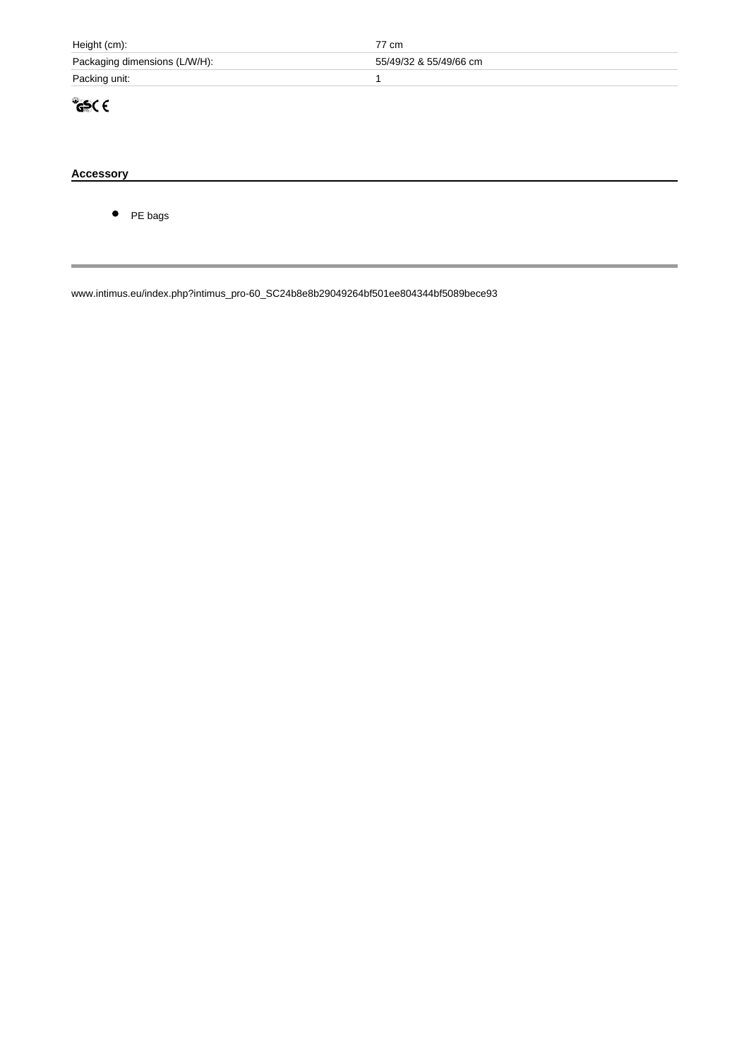| | |
|---|---|
| Height (cm): | 77 cm |
| Packaging dimensions (L/W/H): | 55/49/32 & 55/49/66 cm |
| Packing unit: | 1 |

## Accessory

- PE bags

www.intimus.eu/index.php?intimus_pro-60_SC24b8e8b29049264bf501ee804344bf5089bece93